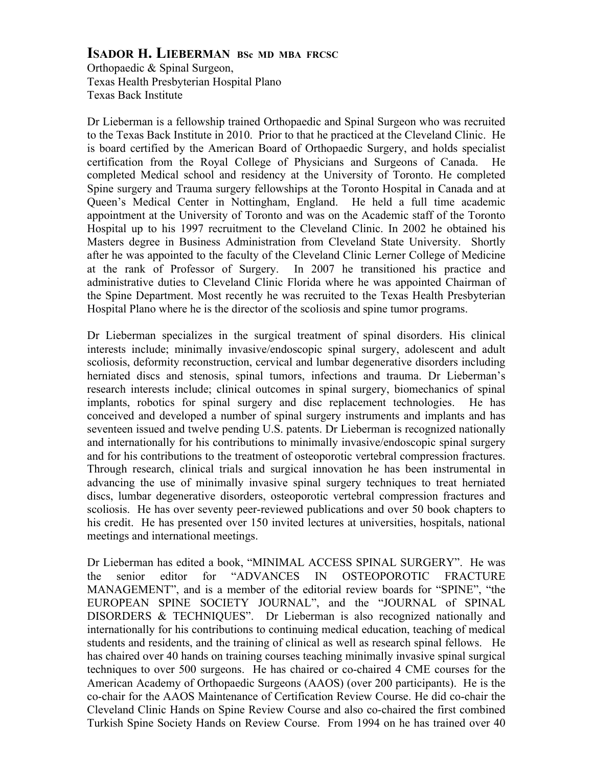# ISADOR H. LIEBERMAN BSc MD MBA FRCSC

Orthopaedic & Spinal Surgeon,
Texas Health Presbyterian Hospital Plano
Texas Back Institute

Dr Lieberman is a fellowship trained Orthopaedic and Spinal Surgeon who was recruited to the Texas Back Institute in 2010. Prior to that he practiced at the Cleveland Clinic. He is board certified by the American Board of Orthopaedic Surgery, and holds specialist certification from the Royal College of Physicians and Surgeons of Canada. He completed Medical school and residency at the University of Toronto. He completed Spine surgery and Trauma surgery fellowships at the Toronto Hospital in Canada and at Queen's Medical Center in Nottingham, England. He held a full time academic appointment at the University of Toronto and was on the Academic staff of the Toronto Hospital up to his 1997 recruitment to the Cleveland Clinic. In 2002 he obtained his Masters degree in Business Administration from Cleveland State University. Shortly after he was appointed to the faculty of the Cleveland Clinic Lerner College of Medicine at the rank of Professor of Surgery. In 2007 he transitioned his practice and administrative duties to Cleveland Clinic Florida where he was appointed Chairman of the Spine Department. Most recently he was recruited to the Texas Health Presbyterian Hospital Plano where he is the director of the scoliosis and spine tumor programs.

Dr Lieberman specializes in the surgical treatment of spinal disorders. His clinical interests include; minimally invasive/endoscopic spinal surgery, adolescent and adult scoliosis, deformity reconstruction, cervical and lumbar degenerative disorders including herniated discs and stenosis, spinal tumors, infections and trauma. Dr Lieberman's research interests include; clinical outcomes in spinal surgery, biomechanics of spinal implants, robotics for spinal surgery and disc replacement technologies. He has conceived and developed a number of spinal surgery instruments and implants and has seventeen issued and twelve pending U.S. patents. Dr Lieberman is recognized nationally and internationally for his contributions to minimally invasive/endoscopic spinal surgery and for his contributions to the treatment of osteoporotic vertebral compression fractures. Through research, clinical trials and surgical innovation he has been instrumental in advancing the use of minimally invasive spinal surgery techniques to treat herniated discs, lumbar degenerative disorders, osteoporotic vertebral compression fractures and scoliosis. He has over seventy peer-reviewed publications and over 50 book chapters to his credit. He has presented over 150 invited lectures at universities, hospitals, national meetings and international meetings.

Dr Lieberman has edited a book, "MINIMAL ACCESS SPINAL SURGERY". He was the senior editor for "ADVANCES IN OSTEOPOROTIC FRACTURE MANAGEMENT", and is a member of the editorial review boards for "SPINE", "the EUROPEAN SPINE SOCIETY JOURNAL", and the "JOURNAL of SPINAL DISORDERS & TECHNIQUES". Dr Lieberman is also recognized nationally and internationally for his contributions to continuing medical education, teaching of medical students and residents, and the training of clinical as well as research spinal fellows. He has chaired over 40 hands on training courses teaching minimally invasive spinal surgical techniques to over 500 surgeons. He has chaired or co-chaired 4 CME courses for the American Academy of Orthopaedic Surgeons (AAOS) (over 200 participants). He is the co-chair for the AAOS Maintenance of Certification Review Course. He did co-chair the Cleveland Clinic Hands on Spine Review Course and also co-chaired the first combined Turkish Spine Society Hands on Review Course. From 1994 on he has trained over 40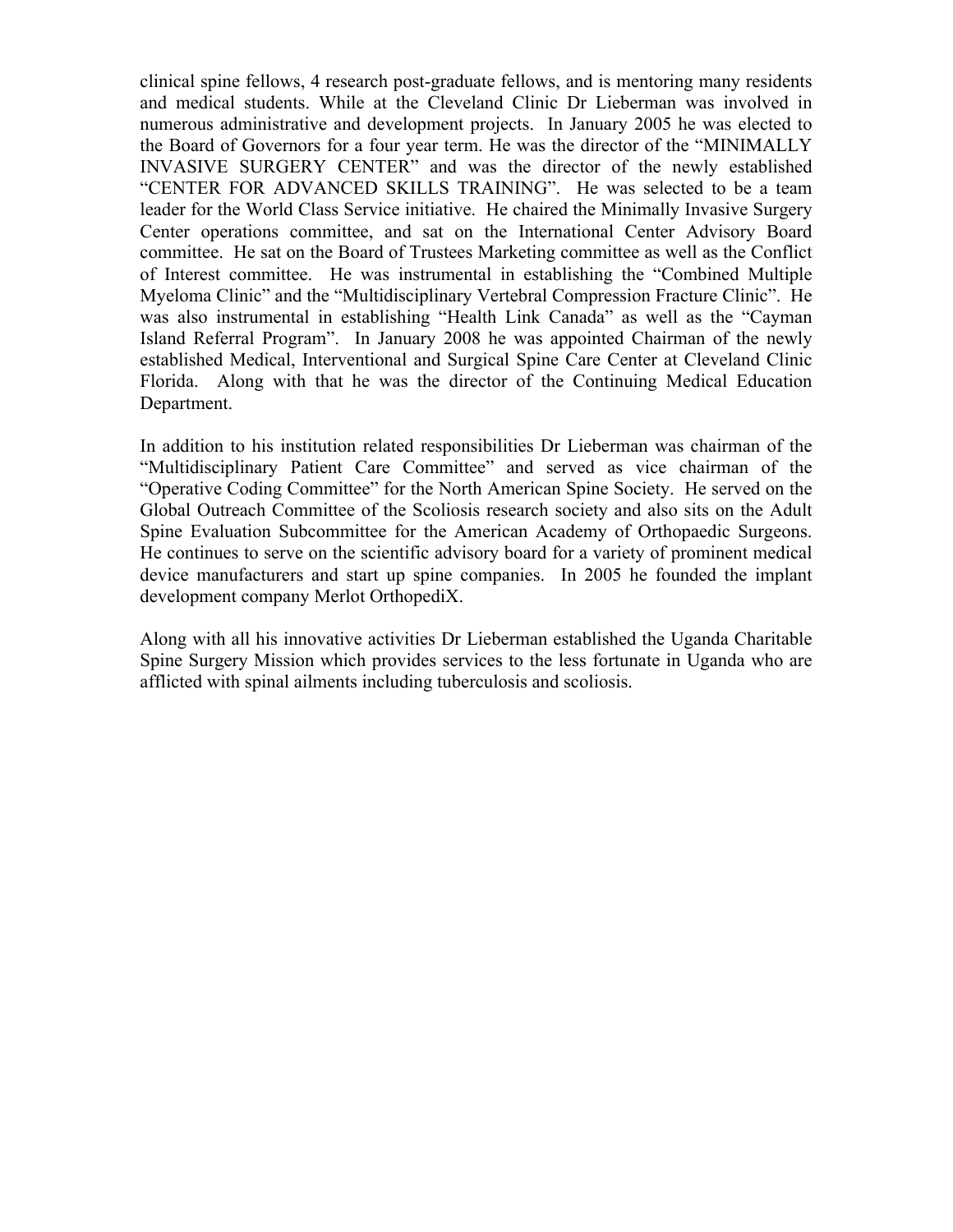clinical spine fellows, 4 research post-graduate fellows, and is mentoring many residents and medical students. While at the Cleveland Clinic Dr Lieberman was involved in numerous administrative and development projects. In January 2005 he was elected to the Board of Governors for a four year term. He was the director of the "MINIMALLY INVASIVE SURGERY CENTER" and was the director of the newly established "CENTER FOR ADVANCED SKILLS TRAINING". He was selected to be a team leader for the World Class Service initiative. He chaired the Minimally Invasive Surgery Center operations committee, and sat on the International Center Advisory Board committee. He sat on the Board of Trustees Marketing committee as well as the Conflict of Interest committee. He was instrumental in establishing the "Combined Multiple Myeloma Clinic" and the "Multidisciplinary Vertebral Compression Fracture Clinic". He was also instrumental in establishing "Health Link Canada" as well as the "Cayman Island Referral Program". In January 2008 he was appointed Chairman of the newly established Medical, Interventional and Surgical Spine Care Center at Cleveland Clinic Florida. Along with that he was the director of the Continuing Medical Education Department.

In addition to his institution related responsibilities Dr Lieberman was chairman of the "Multidisciplinary Patient Care Committee" and served as vice chairman of the "Operative Coding Committee" for the North American Spine Society. He served on the Global Outreach Committee of the Scoliosis research society and also sits on the Adult Spine Evaluation Subcommittee for the American Academy of Orthopaedic Surgeons. He continues to serve on the scientific advisory board for a variety of prominent medical device manufacturers and start up spine companies. In 2005 he founded the implant development company Merlot OrthopediX.

Along with all his innovative activities Dr Lieberman established the Uganda Charitable Spine Surgery Mission which provides services to the less fortunate in Uganda who are afflicted with spinal ailments including tuberculosis and scoliosis.